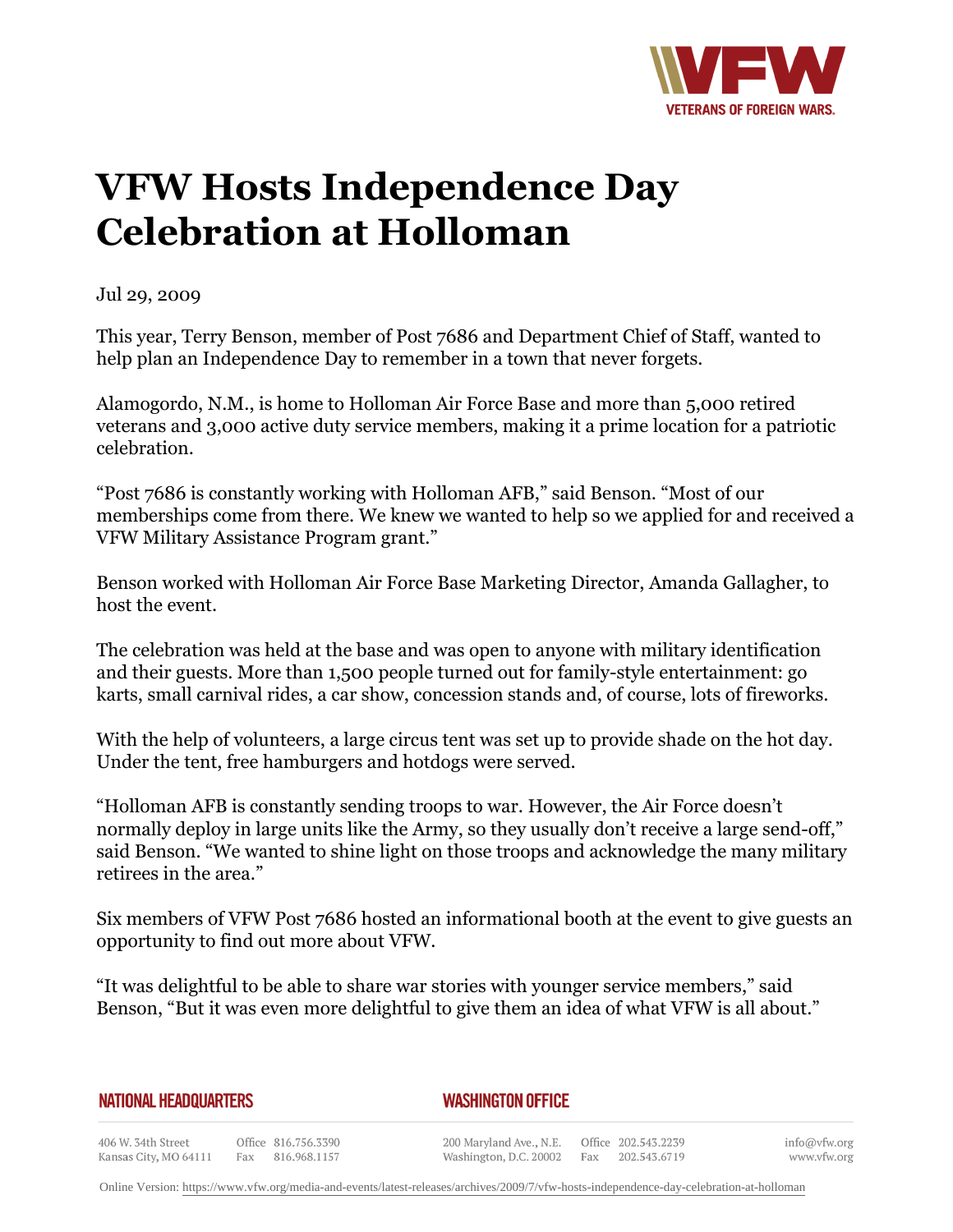# VFW Hosts Independence Day Celebration at Holloman

Jul 29, 2009

This year, Terry Benson, member of Post 7686 and Department Chief of Staff, wanted to help plan an Independence Day to remember in a town that never forgets.

Alamogordo, N.M., is home to Holloman Air Force Base and more than 5,000 retired veterans and 3,000 active duty service members, making it a prime location for a patriotic celebration.

"Post 7686 is constantly working with Holloman AFB," said Benson. "Most of our memberships come from there. We knew we wanted to help so we applied for and received a VFW Military Assistance Program grant."

Benson worked with Holloman Air Force Base Marketing Director, Amanda Gallagher, to host the event.

The celebration was held at the base and was open to anyone with military identification and their guests. More than 1,500 people turned out for family-style entertainment: go karts, small carnival rides, a car show, concession stands and, of course, lots of fireworks.

With the help of volunteers, a large circus tent was set up to provide shade on the hot day. Under the tent, free hamburgers and hotdogs were served.

"Holloman AFB is constantly sending troops to war. However, the Air Force doesn't normally deploy in large units like the Army, so they usually don't receive a large send-off," said Benson. "We wanted to shine light on those troops and acknowledge the many military retirees in the area."

Six members of VFW Post 7686 hosted an informational booth at the event to give guests an opportunity to find out more about VFW.

"It was delightful to be able to share war stories with younger service members," said Benson, "But it was even more delightful to give them an idea of what VFW is all about."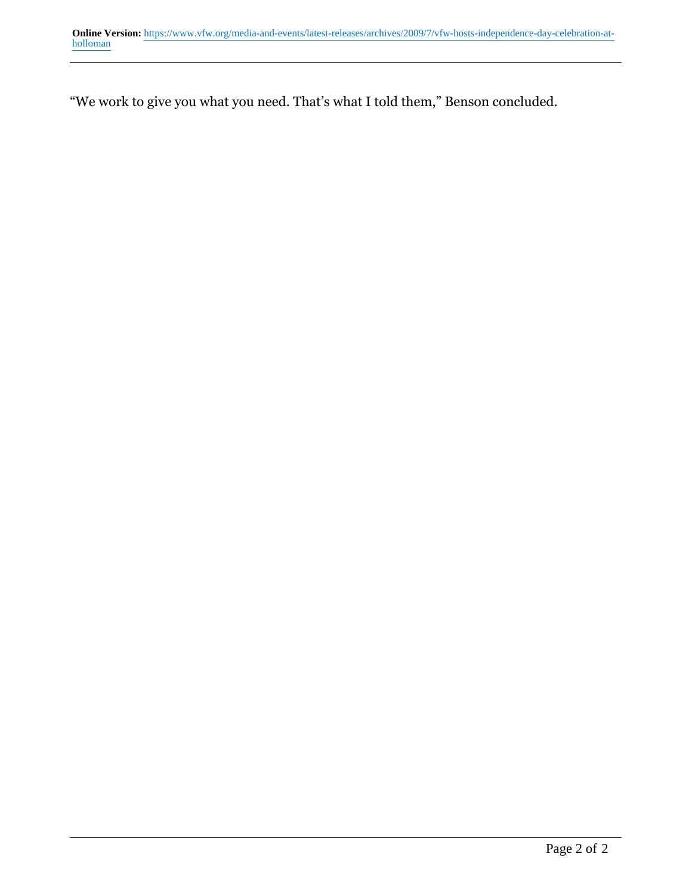“We work to give you what you need. That’s what I told them,” Benson concluded.